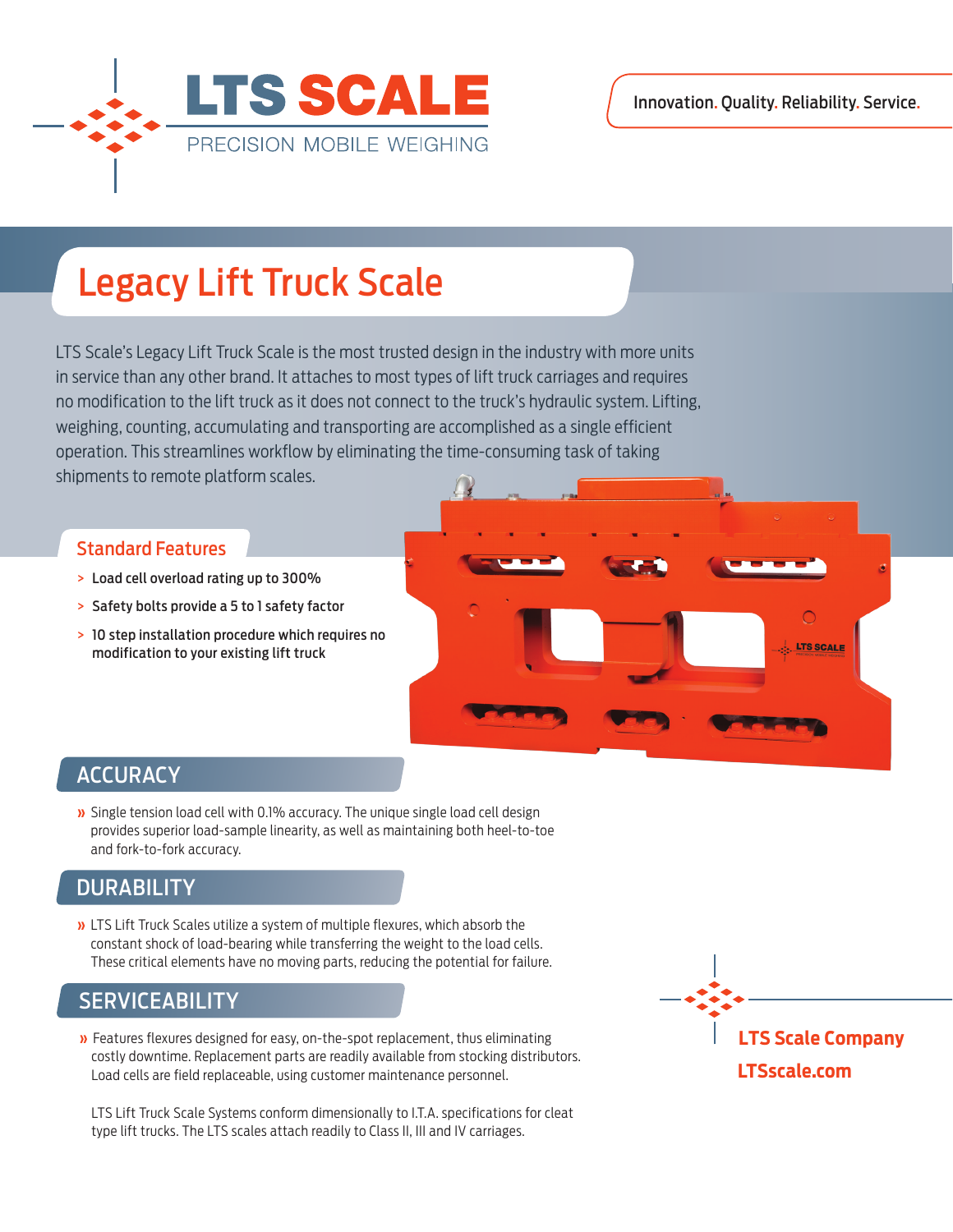# LTS SCALE

PRECISION MOBILE WEIGHING

Innovation. Quality. Reliability. Service.

# Legacy Lift Truck Scale

LTS Scale's Legacy Lift Truck Scale is the most trusted design in the industry with more units in service than any other brand. It attaches to most types of lift truck carriages and requires no modification to the lift truck as it does not connect to the truck's hydraulic system. Lifting, weighing, counting, accumulating and transporting are accomplished as a single efficient operation. This streamlines workflow by eliminating the time-consuming task of taking shipments to remote platform scales.

## Standard Features

- Load cell overload rating up to 300%
- Safety bolts provide a 5 to 1 safety factor
- 10 step installation procedure which requires no modification to your existing lift truck

## ACCURACY

- Single tension load cell with 0.1% accuracy. The unique single load cell design provides superior load-sample linearity, as well as maintaining both heel-to-toe and fork-to-fork accuracy.

## DURABILITY

- LTS Lift Truck Scales utilize a system of multiple flexures, which absorb the constant shock of load-bearing while transferring the weight to the load cells. These critical elements have no moving parts, reducing the potential for failure.

## SERVICEABILITY

- Features flexures designed for easy, on-the-spot replacement, thus eliminating costly downtime. Replacement parts are readily available from stocking distributors. Load cells are field replaceable, using customer maintenance personnel.

LTS Lift Truck Scale Systems conform dimensionally to I.T.A. specifications for cleat type lift trucks. The LTS scales attach readily to Class II, III and IV carriages.

**LTS Scale Company**

**LTSscale.com**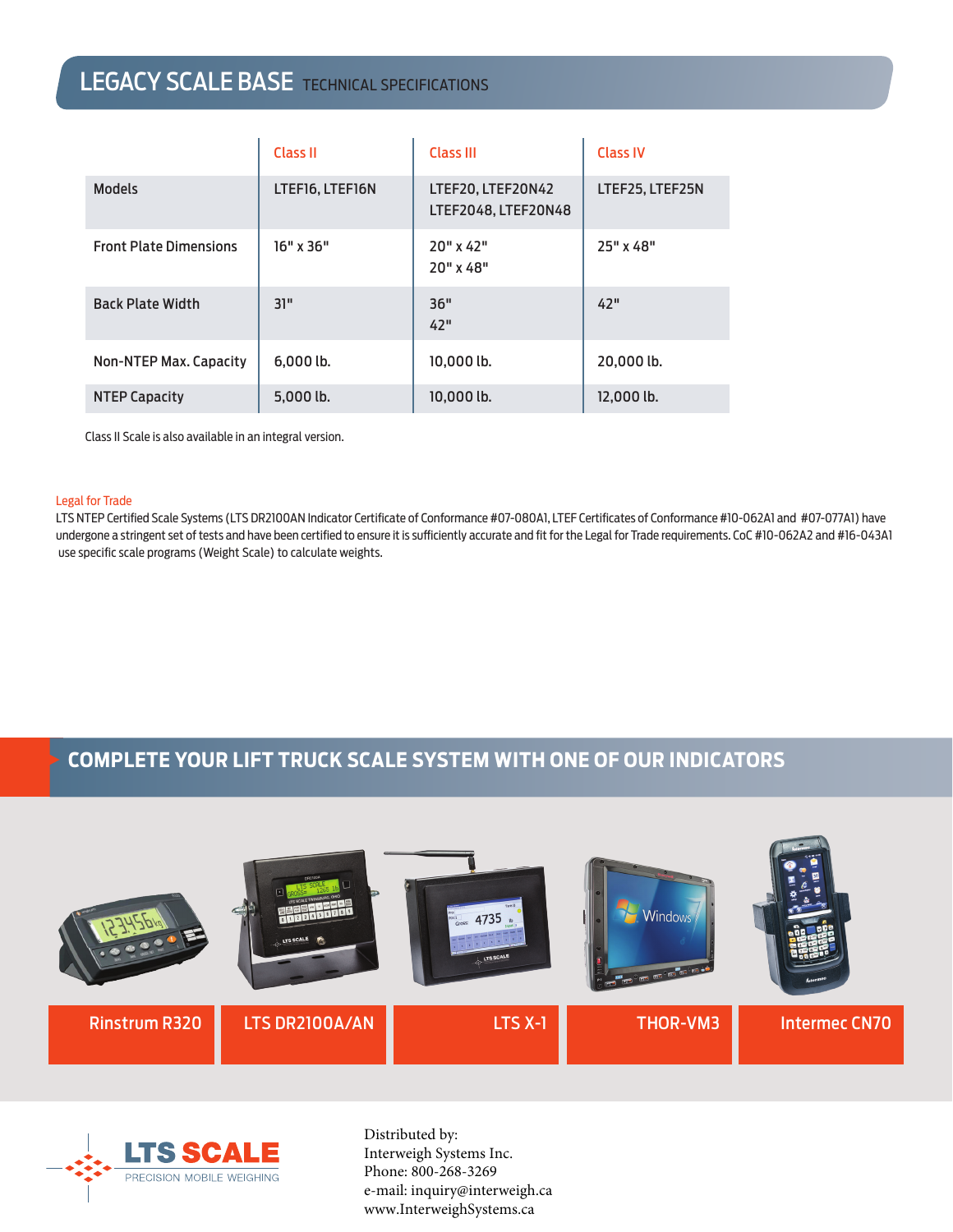# LEGACY SCALE BASE TECHNICAL SPECIFICATIONS

| | Class II | Class III | Class IV |
|---|---|---|---|
| Models | LTEF16, LTEF16N | LTEF20, LTEF20N42 LTEF2048, LTEF20N48 | LTEF25, LTEF25N |
| Front Plate Dimensions | 16" x 36" | 20" x 42" 20" x 48" | 25" x 48" |
| Back Plate Width | 31" | 36" 42" | 42" |
| Non-NTEP Max. Capacity | 6,000 lb. | 10,000 lb. | 20,000 lb. |
| NTEP Capacity | 5,000 lb. | 10,000 lb. | 12,000 lb. |

Class II Scale is also available in an integral version.

**Legal for Trade**

LTS NTEP Certified Scale Systems (LTS DR2100AN Indicator Certificate of Conformance #07-080A1, LTEF Certificates of Conformance #10-062A1 and #07-077A1) have undergone a stringent set of tests and have been certified to ensure it is sufficiently accurate and fit for the Legal for Trade requirements. CoC #10-062A2 and #16-043A1 use specific scale programs (Weight Scale) to calculate weights.

## COMPLETE YOUR LIFT TRUCK SCALE SYSTEM WITH ONE OF OUR INDICATORS

Rinstrum R320

LTS DR2100A/AN

LTS X-1

THOR-VM3

Intermec CN70

LTS SCALE
PRECISION MOBILE WEIGHING

Distributed by:
Interweigh Systems Inc.
Phone: 800-268-3269
e-mail: inquiry@interweigh.ca
www.InterweighSystems.ca